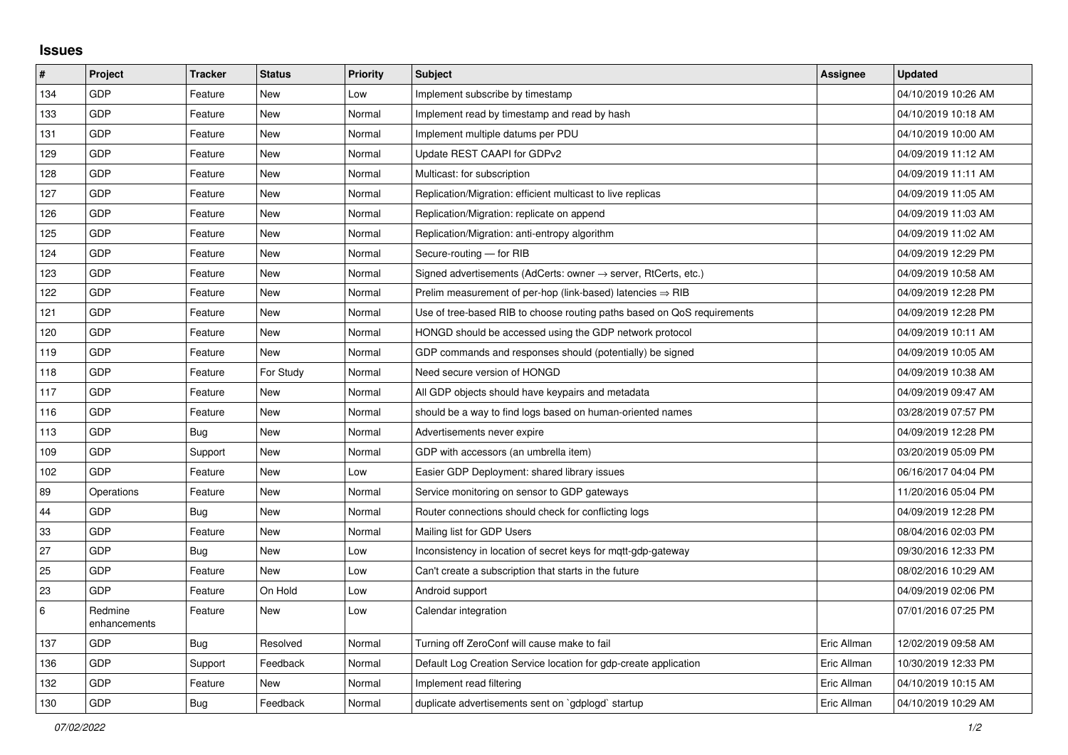## Issues

| # | Project | Tracker | Status | Priority | Subject | Assignee | Updated |
|---|---|---|---|---|---|---|---|
| 134 | GDP | Feature | New | Low | Implement subscribe by timestamp | | 04/10/2019 10:26 AM |
| 133 | GDP | Feature | New | Normal | Implement read by timestamp and read by hash | | 04/10/2019 10:18 AM |
| 131 | GDP | Feature | New | Normal | Implement multiple datums per PDU | | 04/10/2019 10:00 AM |
| 129 | GDP | Feature | New | Normal | Update REST CAAPI for GDPv2 | | 04/09/2019 11:12 AM |
| 128 | GDP | Feature | New | Normal | Multicast: for subscription | | 04/09/2019 11:11 AM |
| 127 | GDP | Feature | New | Normal | Replication/Migration: efficient multicast to live replicas | | 04/09/2019 11:05 AM |
| 126 | GDP | Feature | New | Normal | Replication/Migration: replicate on append | | 04/09/2019 11:03 AM |
| 125 | GDP | Feature | New | Normal | Replication/Migration: anti-entropy algorithm | | 04/09/2019 11:02 AM |
| 124 | GDP | Feature | New | Normal | Secure-routing — for RIB | | 04/09/2019 12:29 PM |
| 123 | GDP | Feature | New | Normal | Signed advertisements (AdCerts: owner → server, RtCerts, etc.) | | 04/09/2019 10:58 AM |
| 122 | GDP | Feature | New | Normal | Prelim measurement of per-hop (link-based) latencies ⇒ RIB | | 04/09/2019 12:28 PM |
| 121 | GDP | Feature | New | Normal | Use of tree-based RIB to choose routing paths based on QoS requirements | | 04/09/2019 12:28 PM |
| 120 | GDP | Feature | New | Normal | HONGD should be accessed using the GDP network protocol | | 04/09/2019 10:11 AM |
| 119 | GDP | Feature | New | Normal | GDP commands and responses should (potentially) be signed | | 04/09/2019 10:05 AM |
| 118 | GDP | Feature | For Study | Normal | Need secure version of HONGD | | 04/09/2019 10:38 AM |
| 117 | GDP | Feature | New | Normal | All GDP objects should have keypairs and metadata | | 04/09/2019 09:47 AM |
| 116 | GDP | Feature | New | Normal | should be a way to find logs based on human-oriented names | | 03/28/2019 07:57 PM |
| 113 | GDP | Bug | New | Normal | Advertisements never expire | | 04/09/2019 12:28 PM |
| 109 | GDP | Support | New | Normal | GDP with accessors (an umbrella item) | | 03/20/2019 05:09 PM |
| 102 | GDP | Feature | New | Low | Easier GDP Deployment: shared library issues | | 06/16/2017 04:04 PM |
| 89 | Operations | Feature | New | Normal | Service monitoring on sensor to GDP gateways | | 11/20/2016 05:04 PM |
| 44 | GDP | Bug | New | Normal | Router connections should check for conflicting logs | | 04/09/2019 12:28 PM |
| 33 | GDP | Feature | New | Normal | Mailing list for GDP Users | | 08/04/2016 02:03 PM |
| 27 | GDP | Bug | New | Low | Inconsistency in location of secret keys for mqtt-gdp-gateway | | 09/30/2016 12:33 PM |
| 25 | GDP | Feature | New | Low | Can't create a subscription that starts in the future | | 08/02/2016 10:29 AM |
| 23 | GDP | Feature | On Hold | Low | Android support | | 04/09/2019 02:06 PM |
| 6 | Redmine enhancements | Feature | New | Low | Calendar integration | | 07/01/2016 07:25 PM |
| 137 | GDP | Bug | Resolved | Normal | Turning off ZeroConf will cause make to fail | Eric Allman | 12/02/2019 09:58 AM |
| 136 | GDP | Support | Feedback | Normal | Default Log Creation Service location for gdp-create application | Eric Allman | 10/30/2019 12:33 PM |
| 132 | GDP | Feature | New | Normal | Implement read filtering | Eric Allman | 04/10/2019 10:15 AM |
| 130 | GDP | Bug | Feedback | Normal | duplicate advertisements sent on `gdplogd` startup | Eric Allman | 04/10/2019 10:29 AM |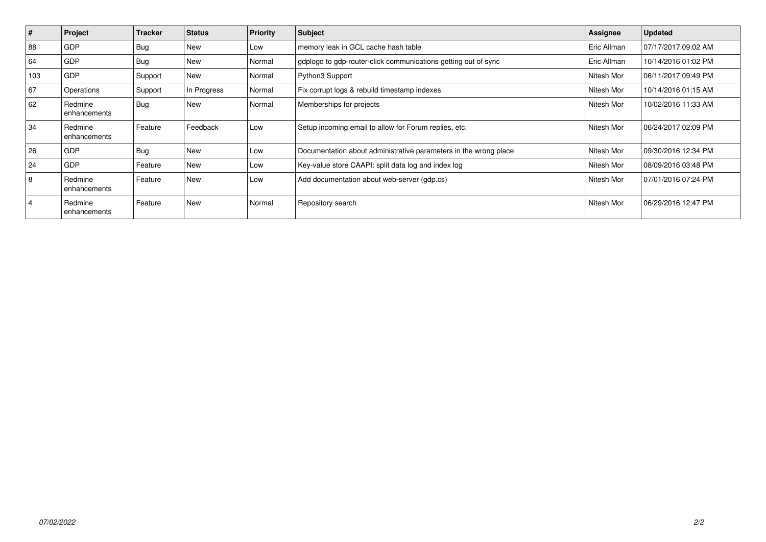| # | Project | Tracker | Status | Priority | Subject | Assignee | Updated |
|---|---|---|---|---|---|---|---|
| 88 | GDP | Bug | New | Low | memory leak in GCL cache hash table | Eric Allman | 07/17/2017 09:02 AM |
| 64 | GDP | Bug | New | Normal | gdplogd to gdp-router-click communications getting out of sync | Eric Allman | 10/14/2016 01:02 PM |
| 103 | GDP | Support | New | Normal | Python3 Support | Nitesh Mor | 06/11/2017 09:49 PM |
| 67 | Operations | Support | In Progress | Normal | Fix corrupt logs & rebuild timestamp indexes | Nitesh Mor | 10/14/2016 01:15 AM |
| 62 | Redmine enhancements | Bug | New | Normal | Memberships for projects | Nitesh Mor | 10/02/2016 11:33 AM |
| 34 | Redmine enhancements | Feature | Feedback | Low | Setup incoming email to allow for Forum replies, etc. | Nitesh Mor | 06/24/2017 02:09 PM |
| 26 | GDP | Bug | New | Low | Documentation about administrative parameters in the wrong place | Nitesh Mor | 09/30/2016 12:34 PM |
| 24 | GDP | Feature | New | Low | Key-value store CAAPI: split data log and index log | Nitesh Mor | 08/09/2016 03:48 PM |
| 8 | Redmine enhancements | Feature | New | Low | Add documentation about web-server (gdp.cs) | Nitesh Mor | 07/01/2016 07:24 PM |
| 4 | Redmine enhancements | Feature | New | Normal | Repository search | Nitesh Mor | 06/29/2016 12:47 PM |

*07/02/2022*